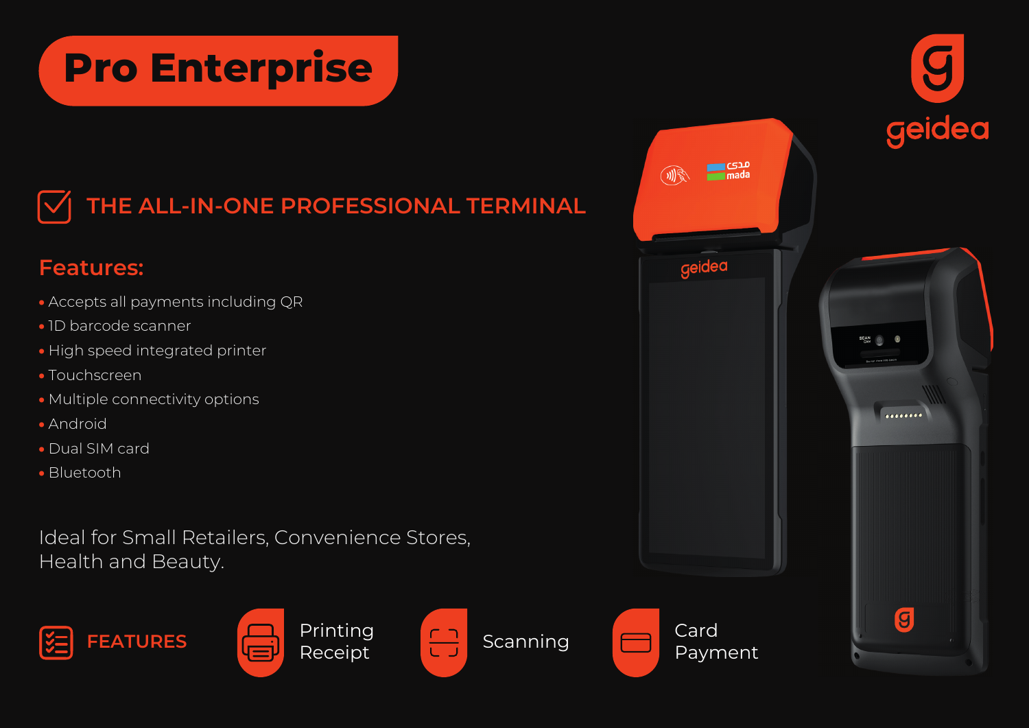# Pro Enterprise

geidea

## THE ALL-IN-ONE PROFESSIONAL TERMINAL

### Features:

- Accepts all payments including QR
- 1D barcode scanner
- High speed integrated printer
- Touchscreen
- Multiple connectivity options
- Android
- Dual SIM card
- Bluetooth

Ideal for Small Retailers, Convenience Stores, Health and Beauty.

FEATURES

Printing Receipt

Scanning

Card Payment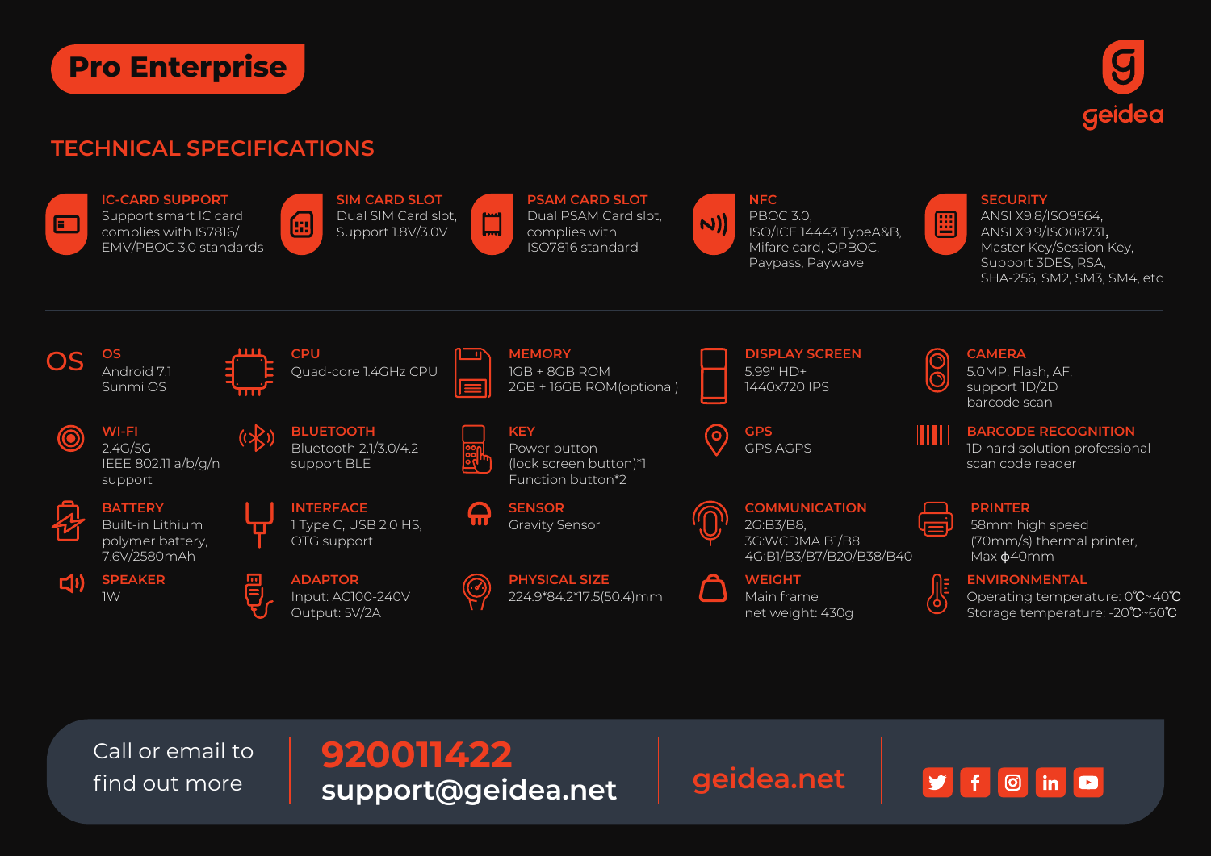# Pro Enterprise

geidea

## TECHNICAL SPECIFICATIONS

### IC-CARD SUPPORT
Support smart IC card complies with IS7816/ EMV/PBOC 3.0 standards

### SIM CARD SLOT
Dual SIM Card slot, Support 1.8V/3.0V

### PSAM CARD SLOT
Dual PSAM Card slot, complies with ISO7816 standard

### NFC
PBOC 3.0,
ISO/ICE 14443 TypeA&B,
Mifare card, QPBOC,
Paypass, Paywave

### SECURITY
ANSI X9.8/ISO9564,
ANSI X9.9/ISO08731,
Master Key/Session Key,
Support 3DES, RSA,
SHA-256, SM2, SM3, SM4, etc

---

### OS
Android 7.1
Sunmi OS

### CPU
Quad-core 1.4GHz CPU

### MEMORY
1GB + 8GB ROM
2GB + 16GB ROM(optional)

### DISPLAY SCREEN
5.99" HD+
1440x720 IPS

### CAMERA
5.0MP, Flash, AF,
support 1D/2D
barcode scan

### WI-FI
2.4G/5G
IEEE 802.11 a/b/g/n
support

### BLUETOOTH
Bluetooth 2.1/3.0/4.2
support BLE

### KEY
Power button
(lock screen button)*1
Function button*2

### GPS
GPS AGPS

### BARCODE RECOGNITION
1D hard solution professional scan code reader

### BATTERY
Built-in Lithium polymer battery,
7.6V/2580mAh

### INTERFACE
1 Type C, USB 2.0 HS,
OTG support

### SENSOR
Gravity Sensor

### COMMUNICATION
2G:B3/B8,
3G:WCDMA B1/B8
4G:B1/B3/B7/B20/B38/B40

### PRINTER
58mm high speed
(70mm/s) thermal printer,
Max ϕ40mm

### SPEAKER
1W

### ADAPTOR
Input: AC100-240V
Output: 5V/2A

### PHYSICAL SIZE
224.9*84.2*17.5(50.4)mm

### WEIGHT
Main frame
net weight: 430g

### ENVIRONMENTAL
Operating temperature: 0℃~40℃
Storage temperature: -20℃~60℃

---

Call or email to find out more

**920011422**
**support@geidea.net**

geidea.net